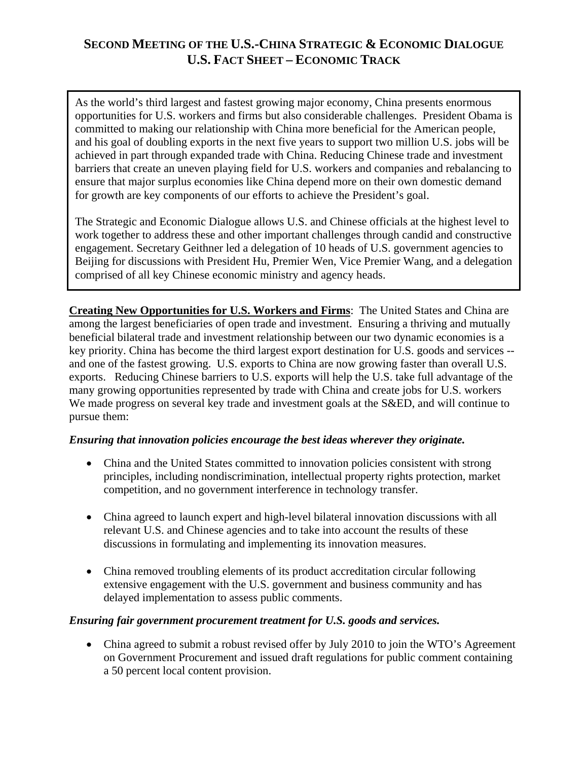# SECOND MEETING OF THE U.S.-CHINA STRATEGIC & ECONOMIC DIALOGUE
# U.S. FACT SHEET – ECONOMIC TRACK

As the world's third largest and fastest growing major economy, China presents enormous opportunities for U.S. workers and firms but also considerable challenges. President Obama is committed to making our relationship with China more beneficial for the American people, and his goal of doubling exports in the next five years to support two million U.S. jobs will be achieved in part through expanded trade with China. Reducing Chinese trade and investment barriers that create an uneven playing field for U.S. workers and companies and rebalancing to ensure that major surplus economies like China depend more on their own domestic demand for growth are key components of our efforts to achieve the President's goal.

The Strategic and Economic Dialogue allows U.S. and Chinese officials at the highest level to work together to address these and other important challenges through candid and constructive engagement. Secretary Geithner led a delegation of 10 heads of U.S. government agencies to Beijing for discussions with President Hu, Premier Wen, Vice Premier Wang, and a delegation comprised of all key Chinese economic ministry and agency heads.

**Creating New Opportunities for U.S. Workers and Firms**: The United States and China are among the largest beneficiaries of open trade and investment. Ensuring a thriving and mutually beneficial bilateral trade and investment relationship between our two dynamic economies is a key priority. China has become the third largest export destination for U.S. goods and services -- and one of the fastest growing. U.S. exports to China are now growing faster than overall U.S. exports. Reducing Chinese barriers to U.S. exports will help the U.S. take full advantage of the many growing opportunities represented by trade with China and create jobs for U.S. workers We made progress on several key trade and investment goals at the S&ED, and will continue to pursue them:

***Ensuring that innovation policies encourage the best ideas wherever they originate.***

- China and the United States committed to innovation policies consistent with strong principles, including nondiscrimination, intellectual property rights protection, market competition, and no government interference in technology transfer.
- China agreed to launch expert and high-level bilateral innovation discussions with all relevant U.S. and Chinese agencies and to take into account the results of these discussions in formulating and implementing its innovation measures.
- China removed troubling elements of its product accreditation circular following extensive engagement with the U.S. government and business community and has delayed implementation to assess public comments.

***Ensuring fair government procurement treatment for U.S. goods and services.***

- China agreed to submit a robust revised offer by July 2010 to join the WTO's Agreement on Government Procurement and issued draft regulations for public comment containing a 50 percent local content provision.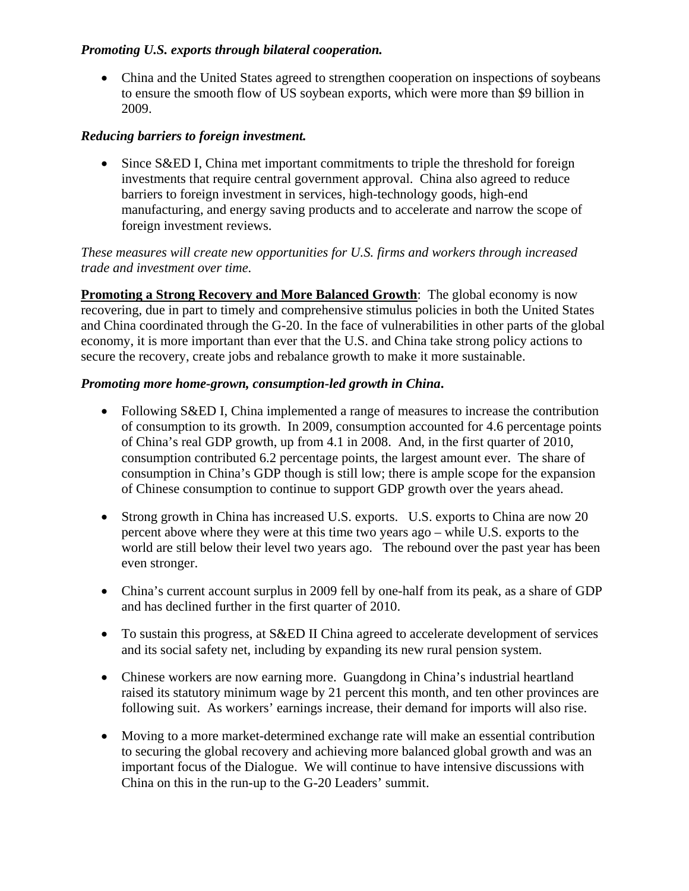***Promoting U.S. exports through bilateral cooperation.***

- China and the United States agreed to strengthen cooperation on inspections of soybeans to ensure the smooth flow of US soybean exports, which were more than $9 billion in 2009.

***Reducing barriers to foreign investment.***

- Since S&ED I, China met important commitments to triple the threshold for foreign investments that require central government approval. China also agreed to reduce barriers to foreign investment in services, high-technology goods, high-end manufacturing, and energy saving products and to accelerate and narrow the scope of foreign investment reviews.

*These measures will create new opportunities for U.S. firms and workers through increased trade and investment over time.*

**Promoting a Strong Recovery and More Balanced Growth**: The global economy is now recovering, due in part to timely and comprehensive stimulus policies in both the United States and China coordinated through the G-20. In the face of vulnerabilities in other parts of the global economy, it is more important than ever that the U.S. and China take strong policy actions to secure the recovery, create jobs and rebalance growth to make it more sustainable.

***Promoting more home-grown, consumption-led growth in China.***

- Following S&ED I, China implemented a range of measures to increase the contribution of consumption to its growth. In 2009, consumption accounted for 4.6 percentage points of China's real GDP growth, up from 4.1 in 2008. And, in the first quarter of 2010, consumption contributed 6.2 percentage points, the largest amount ever. The share of consumption in China's GDP though is still low; there is ample scope for the expansion of Chinese consumption to continue to support GDP growth over the years ahead.

- Strong growth in China has increased U.S. exports. U.S. exports to China are now 20 percent above where they were at this time two years ago – while U.S. exports to the world are still below their level two years ago. The rebound over the past year has been even stronger.

- China's current account surplus in 2009 fell by one-half from its peak, as a share of GDP and has declined further in the first quarter of 2010.

- To sustain this progress, at S&ED II China agreed to accelerate development of services and its social safety net, including by expanding its new rural pension system.

- Chinese workers are now earning more. Guangdong in China's industrial heartland raised its statutory minimum wage by 21 percent this month, and ten other provinces are following suit. As workers' earnings increase, their demand for imports will also rise.

- Moving to a more market-determined exchange rate will make an essential contribution to securing the global recovery and achieving more balanced global growth and was an important focus of the Dialogue. We will continue to have intensive discussions with China on this in the run-up to the G-20 Leaders' summit.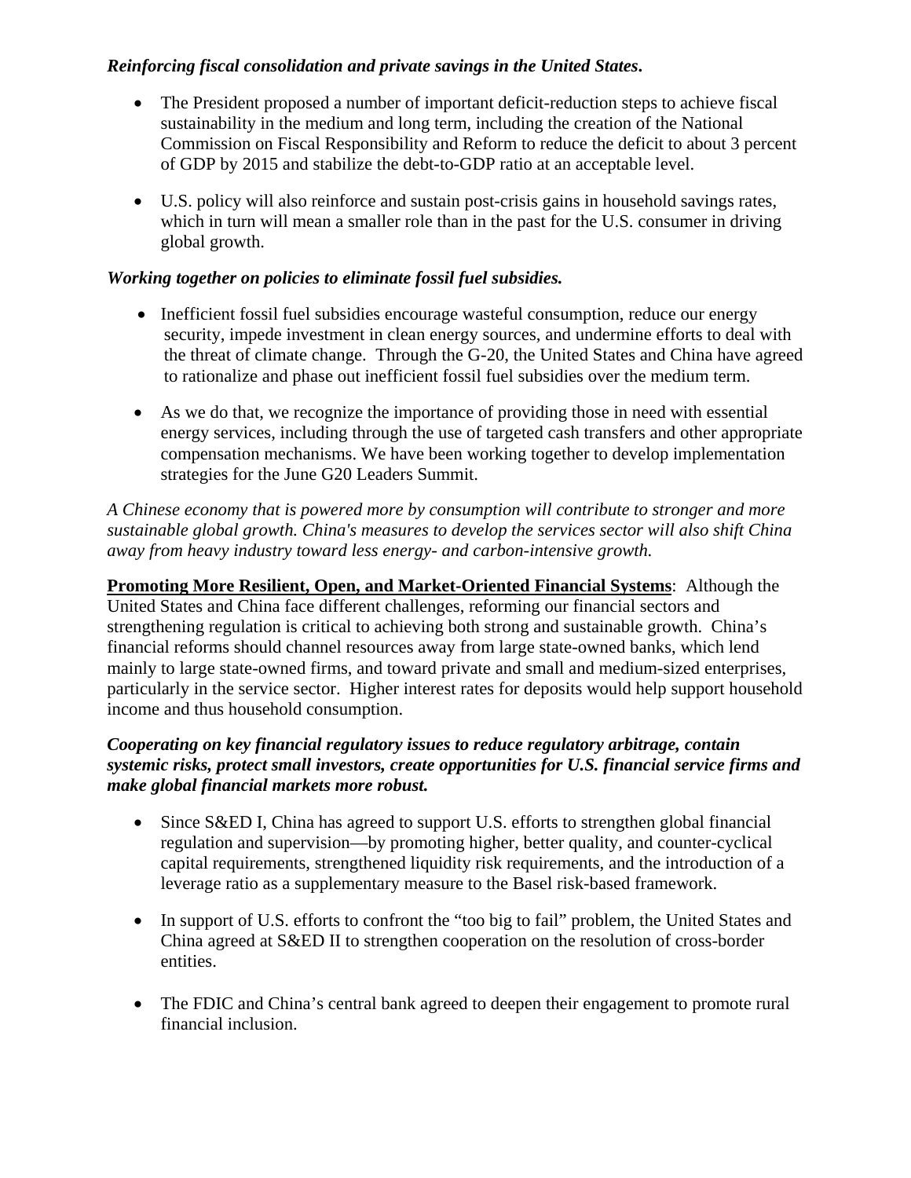***Reinforcing fiscal consolidation and private savings in the United States.***

- The President proposed a number of important deficit-reduction steps to achieve fiscal sustainability in the medium and long term, including the creation of the National Commission on Fiscal Responsibility and Reform to reduce the deficit to about 3 percent of GDP by 2015 and stabilize the debt-to-GDP ratio at an acceptable level.
- U.S. policy will also reinforce and sustain post-crisis gains in household savings rates, which in turn will mean a smaller role than in the past for the U.S. consumer in driving global growth.

***Working together on policies to eliminate fossil fuel subsidies.***

- Inefficient fossil fuel subsidies encourage wasteful consumption, reduce our energy security, impede investment in clean energy sources, and undermine efforts to deal with the threat of climate change. Through the G-20, the United States and China have agreed to rationalize and phase out inefficient fossil fuel subsidies over the medium term.
- As we do that, we recognize the importance of providing those in need with essential energy services, including through the use of targeted cash transfers and other appropriate compensation mechanisms. We have been working together to develop implementation strategies for the June G20 Leaders Summit.

*A Chinese economy that is powered more by consumption will contribute to stronger and more sustainable global growth. China's measures to develop the services sector will also shift China away from heavy industry toward less energy- and carbon-intensive growth.*

**Promoting More Resilient, Open, and Market-Oriented Financial Systems**: Although the United States and China face different challenges, reforming our financial sectors and strengthening regulation is critical to achieving both strong and sustainable growth. China's financial reforms should channel resources away from large state-owned banks, which lend mainly to large state-owned firms, and toward private and small and medium-sized enterprises, particularly in the service sector. Higher interest rates for deposits would help support household income and thus household consumption.

***Cooperating on key financial regulatory issues to reduce regulatory arbitrage, contain systemic risks, protect small investors, create opportunities for U.S. financial service firms and make global financial markets more robust.***

- Since S&ED I, China has agreed to support U.S. efforts to strengthen global financial regulation and supervision—by promoting higher, better quality, and counter-cyclical capital requirements, strengthened liquidity risk requirements, and the introduction of a leverage ratio as a supplementary measure to the Basel risk-based framework.
- In support of U.S. efforts to confront the "too big to fail" problem, the United States and China agreed at S&ED II to strengthen cooperation on the resolution of cross-border entities.
- The FDIC and China's central bank agreed to deepen their engagement to promote rural financial inclusion.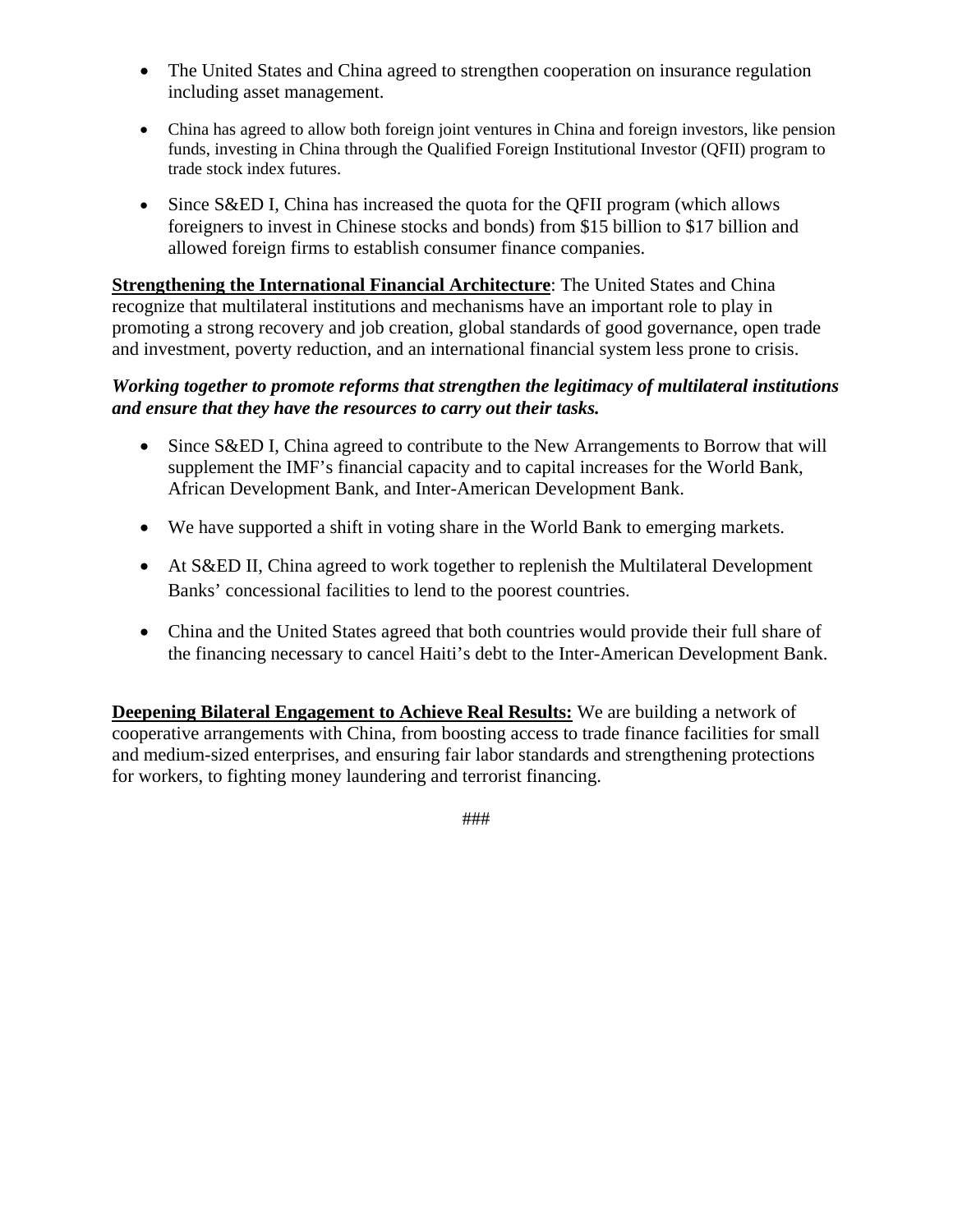- The United States and China agreed to strengthen cooperation on insurance regulation including asset management.
- China has agreed to allow both foreign joint ventures in China and foreign investors, like pension funds, investing in China through the Qualified Foreign Institutional Investor (QFII) program to trade stock index futures.
- Since S&ED I, China has increased the quota for the QFII program (which allows foreigners to invest in Chinese stocks and bonds) from $15 billion to $17 billion and allowed foreign firms to establish consumer finance companies.

**Strengthening the International Financial Architecture**: The United States and China recognize that multilateral institutions and mechanisms have an important role to play in promoting a strong recovery and job creation, global standards of good governance, open trade and investment, poverty reduction, and an international financial system less prone to crisis.

***Working together to promote reforms that strengthen the legitimacy of multilateral institutions and ensure that they have the resources to carry out their tasks.***

- Since S&ED I, China agreed to contribute to the New Arrangements to Borrow that will supplement the IMF's financial capacity and to capital increases for the World Bank, African Development Bank, and Inter-American Development Bank.
- We have supported a shift in voting share in the World Bank to emerging markets.
- At S&ED II, China agreed to work together to replenish the Multilateral Development Banks' concessional facilities to lend to the poorest countries.
- China and the United States agreed that both countries would provide their full share of the financing necessary to cancel Haiti's debt to the Inter-American Development Bank.

**Deepening Bilateral Engagement to Achieve Real Results:** We are building a network of cooperative arrangements with China, from boosting access to trade finance facilities for small and medium-sized enterprises, and ensuring fair labor standards and strengthening protections for workers, to fighting money laundering and terrorist financing.

###